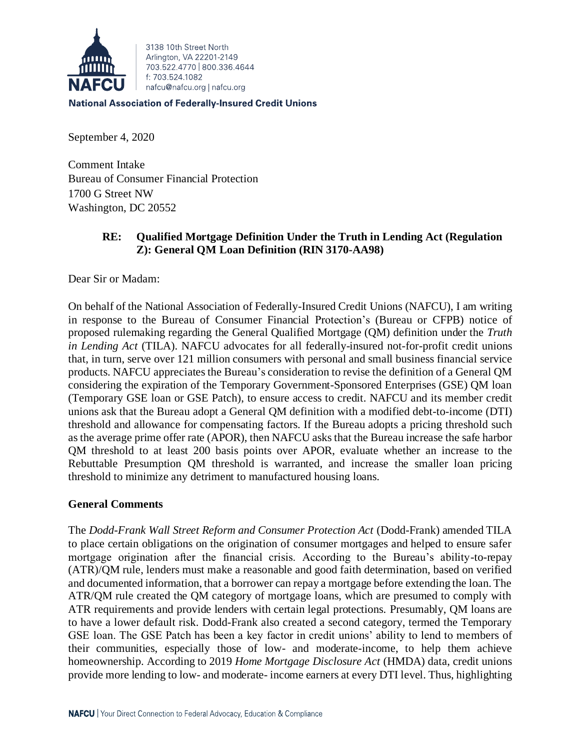3138 10th Street North
Arlington, VA 22201-2149
703.522.4770 | 800.336.4644
f: 703.524.1082
nafcu@nafcu.org | nafcu.org

**National Association of Federally-Insured Credit Unions**

September 4, 2020

Comment Intake
Bureau of Consumer Financial Protection
1700 G Street NW
Washington, DC 20552

**RE: Qualified Mortgage Definition Under the Truth in Lending Act (Regulation Z): General QM Loan Definition (RIN 3170-AA98)**

Dear Sir or Madam:

On behalf of the National Association of Federally-Insured Credit Unions (NAFCU), I am writing in response to the Bureau of Consumer Financial Protection's (Bureau or CFPB) notice of proposed rulemaking regarding the General Qualified Mortgage (QM) definition under the *Truth in Lending Act* (TILA). NAFCU advocates for all federally-insured not-for-profit credit unions that, in turn, serve over 121 million consumers with personal and small business financial service products. NAFCU appreciates the Bureau's consideration to revise the definition of a General QM considering the expiration of the Temporary Government-Sponsored Enterprises (GSE) QM loan (Temporary GSE loan or GSE Patch), to ensure access to credit. NAFCU and its member credit unions ask that the Bureau adopt a General QM definition with a modified debt-to-income (DTI) threshold and allowance for compensating factors. If the Bureau adopts a pricing threshold such as the average prime offer rate (APOR), then NAFCU asks that the Bureau increase the safe harbor QM threshold to at least 200 basis points over APOR, evaluate whether an increase to the Rebuttable Presumption QM threshold is warranted, and increase the smaller loan pricing threshold to minimize any detriment to manufactured housing loans.

**General Comments**

The *Dodd-Frank Wall Street Reform and Consumer Protection Act* (Dodd-Frank) amended TILA to place certain obligations on the origination of consumer mortgages and helped to ensure safer mortgage origination after the financial crisis. According to the Bureau's ability-to-repay (ATR)/QM rule, lenders must make a reasonable and good faith determination, based on verified and documented information, that a borrower can repay a mortgage before extending the loan. The ATR/QM rule created the QM category of mortgage loans, which are presumed to comply with ATR requirements and provide lenders with certain legal protections. Presumably, QM loans are to have a lower default risk. Dodd-Frank also created a second category, termed the Temporary GSE loan. The GSE Patch has been a key factor in credit unions' ability to lend to members of their communities, especially those of low- and moderate-income, to help them achieve homeownership. According to 2019 *Home Mortgage Disclosure Act* (HMDA) data, credit unions provide more lending to low- and moderate- income earners at every DTI level. Thus, highlighting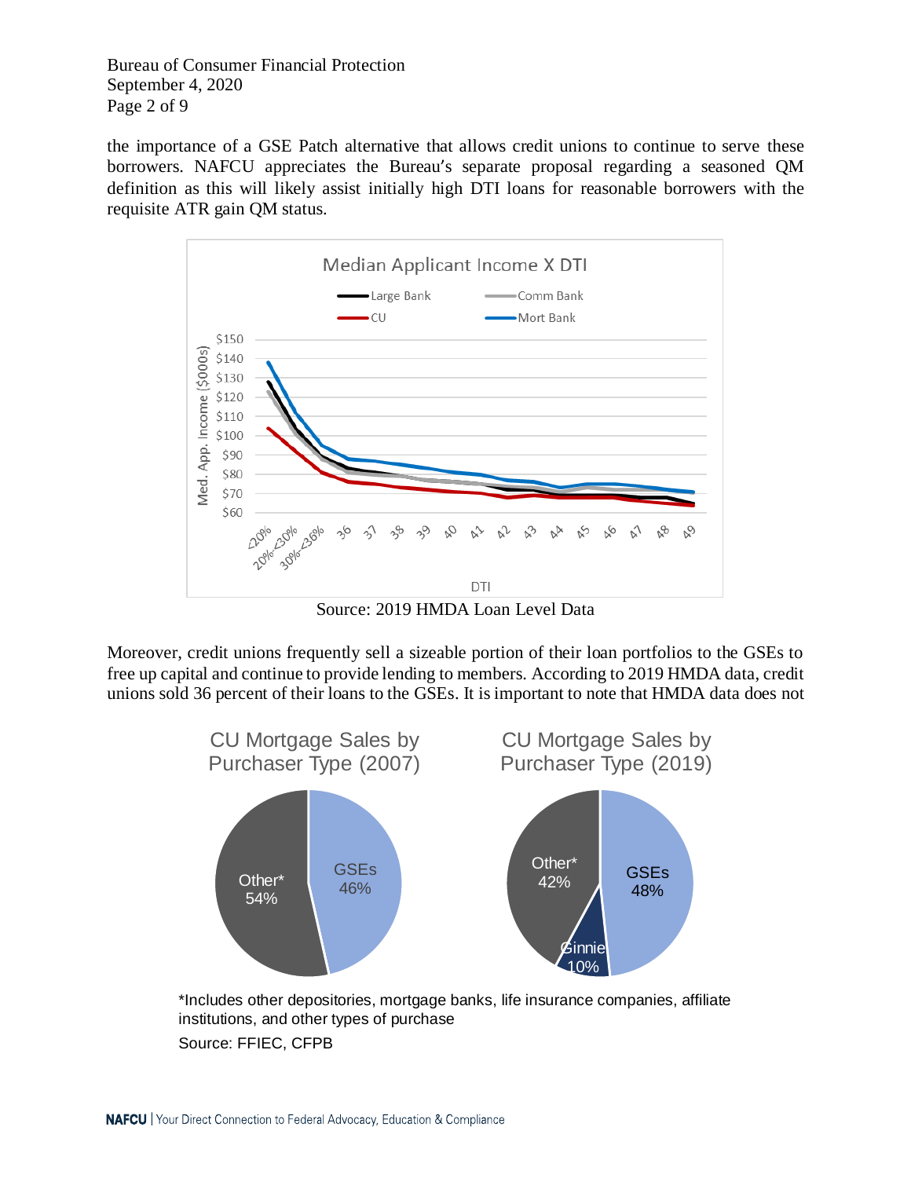the importance of a GSE Patch alternative that allows credit unions to continue to serve these borrowers. NAFCU appreciates the Bureau's separate proposal regarding a seasoned QM definition as this will likely assist initially high DTI loans for reasonable borrowers with the requisite ATR gain QM status.

Source: 2019 HMDA Loan Level Data

Moreover, credit unions frequently sell a sizeable portion of their loan portfolios to the GSEs to free up capital and continue to provide lending to members. According to 2019 HMDA data, credit unions sold 36 percent of their loans to the GSEs. It is important to note that HMDA data does not

*Includes other depositories, mortgage banks, life insurance companies, affiliate institutions, and other types of purchase

Source: FFIEC, CFPB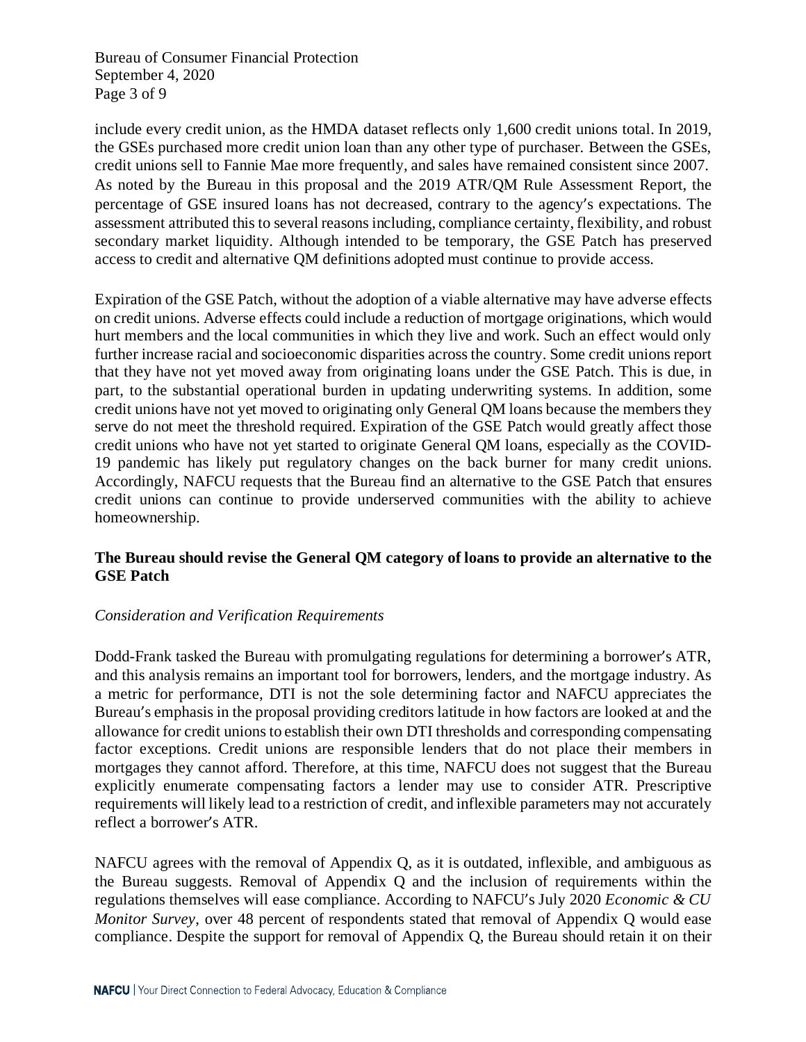include every credit union, as the HMDA dataset reflects only 1,600 credit unions total. In 2019, the GSEs purchased more credit union loan than any other type of purchaser. Between the GSEs, credit unions sell to Fannie Mae more frequently, and sales have remained consistent since 2007. As noted by the Bureau in this proposal and the 2019 ATR/QM Rule Assessment Report, the percentage of GSE insured loans has not decreased, contrary to the agency's expectations. The assessment attributed this to several reasons including, compliance certainty, flexibility, and robust secondary market liquidity. Although intended to be temporary, the GSE Patch has preserved access to credit and alternative QM definitions adopted must continue to provide access.

Expiration of the GSE Patch, without the adoption of a viable alternative may have adverse effects on credit unions. Adverse effects could include a reduction of mortgage originations, which would hurt members and the local communities in which they live and work. Such an effect would only further increase racial and socioeconomic disparities across the country. Some credit unions report that they have not yet moved away from originating loans under the GSE Patch. This is due, in part, to the substantial operational burden in updating underwriting systems. In addition, some credit unions have not yet moved to originating only General QM loans because the members they serve do not meet the threshold required. Expiration of the GSE Patch would greatly affect those credit unions who have not yet started to originate General QM loans, especially as the COVID-19 pandemic has likely put regulatory changes on the back burner for many credit unions. Accordingly, NAFCU requests that the Bureau find an alternative to the GSE Patch that ensures credit unions can continue to provide underserved communities with the ability to achieve homeownership.

**The Bureau should revise the General QM category of loans to provide an alternative to the GSE Patch**

*Consideration and Verification Requirements*

Dodd-Frank tasked the Bureau with promulgating regulations for determining a borrower's ATR, and this analysis remains an important tool for borrowers, lenders, and the mortgage industry. As a metric for performance, DTI is not the sole determining factor and NAFCU appreciates the Bureau's emphasis in the proposal providing creditors latitude in how factors are looked at and the allowance for credit unions to establish their own DTI thresholds and corresponding compensating factor exceptions. Credit unions are responsible lenders that do not place their members in mortgages they cannot afford. Therefore, at this time, NAFCU does not suggest that the Bureau explicitly enumerate compensating factors a lender may use to consider ATR. Prescriptive requirements will likely lead to a restriction of credit, and inflexible parameters may not accurately reflect a borrower's ATR.

NAFCU agrees with the removal of Appendix Q, as it is outdated, inflexible, and ambiguous as the Bureau suggests. Removal of Appendix Q and the inclusion of requirements within the regulations themselves will ease compliance. According to NAFCU's July 2020 *Economic & CU Monitor Survey*, over 48 percent of respondents stated that removal of Appendix Q would ease compliance. Despite the support for removal of Appendix Q, the Bureau should retain it on their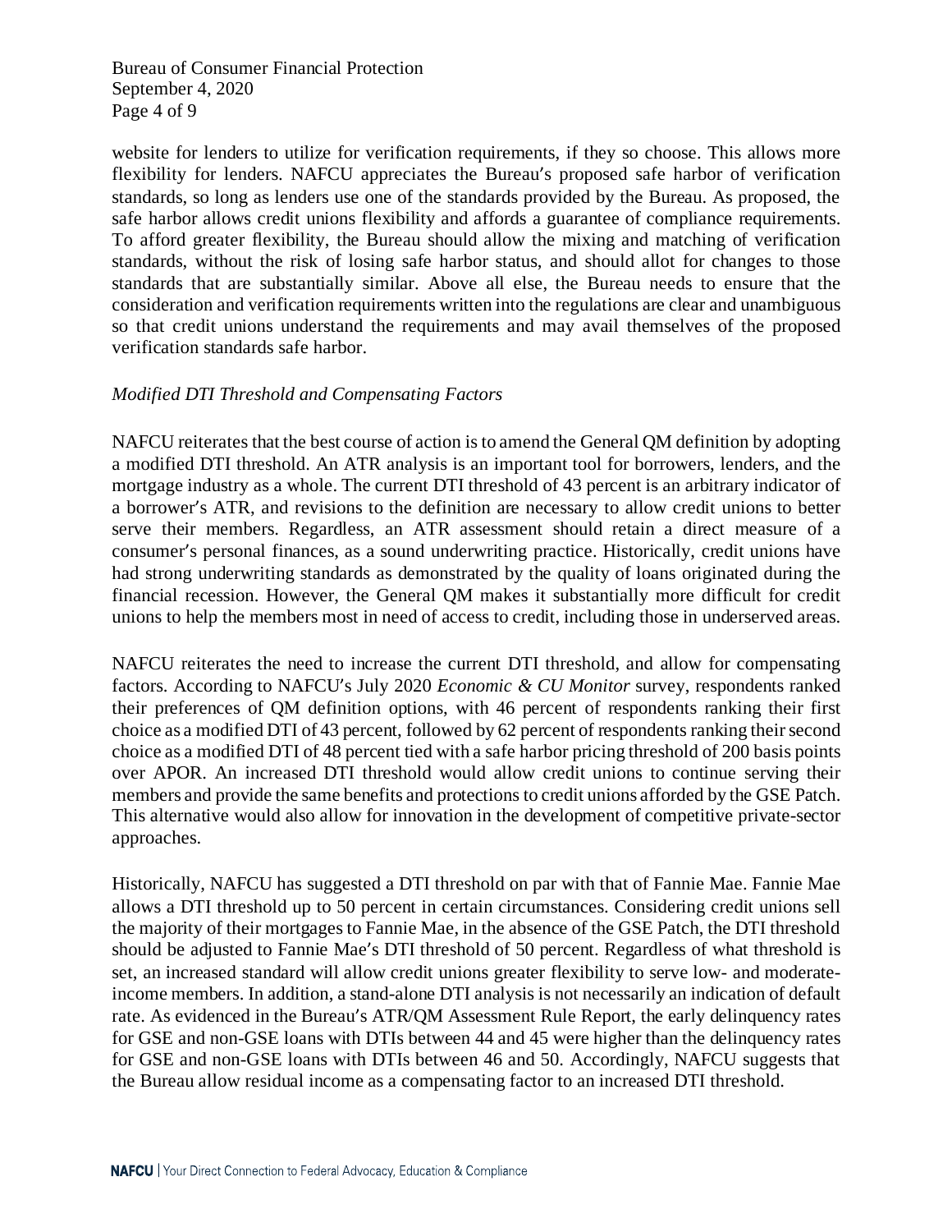website for lenders to utilize for verification requirements, if they so choose. This allows more flexibility for lenders. NAFCU appreciates the Bureau's proposed safe harbor of verification standards, so long as lenders use one of the standards provided by the Bureau. As proposed, the safe harbor allows credit unions flexibility and affords a guarantee of compliance requirements. To afford greater flexibility, the Bureau should allow the mixing and matching of verification standards, without the risk of losing safe harbor status, and should allot for changes to those standards that are substantially similar. Above all else, the Bureau needs to ensure that the consideration and verification requirements written into the regulations are clear and unambiguous so that credit unions understand the requirements and may avail themselves of the proposed verification standards safe harbor.

*Modified DTI Threshold and Compensating Factors*

NAFCU reiterates that the best course of action is to amend the General QM definition by adopting a modified DTI threshold. An ATR analysis is an important tool for borrowers, lenders, and the mortgage industry as a whole. The current DTI threshold of 43 percent is an arbitrary indicator of a borrower's ATR, and revisions to the definition are necessary to allow credit unions to better serve their members. Regardless, an ATR assessment should retain a direct measure of a consumer's personal finances, as a sound underwriting practice. Historically, credit unions have had strong underwriting standards as demonstrated by the quality of loans originated during the financial recession. However, the General QM makes it substantially more difficult for credit unions to help the members most in need of access to credit, including those in underserved areas.

NAFCU reiterates the need to increase the current DTI threshold, and allow for compensating factors. According to NAFCU's July 2020 *Economic & CU Monitor* survey, respondents ranked their preferences of QM definition options, with 46 percent of respondents ranking their first choice as a modified DTI of 43 percent, followed by 62 percent of respondents ranking their second choice as a modified DTI of 48 percent tied with a safe harbor pricing threshold of 200 basis points over APOR. An increased DTI threshold would allow credit unions to continue serving their members and provide the same benefits and protections to credit unions afforded by the GSE Patch. This alternative would also allow for innovation in the development of competitive private-sector approaches.

Historically, NAFCU has suggested a DTI threshold on par with that of Fannie Mae. Fannie Mae allows a DTI threshold up to 50 percent in certain circumstances. Considering credit unions sell the majority of their mortgages to Fannie Mae, in the absence of the GSE Patch, the DTI threshold should be adjusted to Fannie Mae's DTI threshold of 50 percent. Regardless of what threshold is set, an increased standard will allow credit unions greater flexibility to serve low- and moderate-income members. In addition, a stand-alone DTI analysis is not necessarily an indication of default rate. As evidenced in the Bureau's ATR/QM Assessment Rule Report, the early delinquency rates for GSE and non-GSE loans with DTIs between 44 and 45 were higher than the delinquency rates for GSE and non-GSE loans with DTIs between 46 and 50. Accordingly, NAFCU suggests that the Bureau allow residual income as a compensating factor to an increased DTI threshold.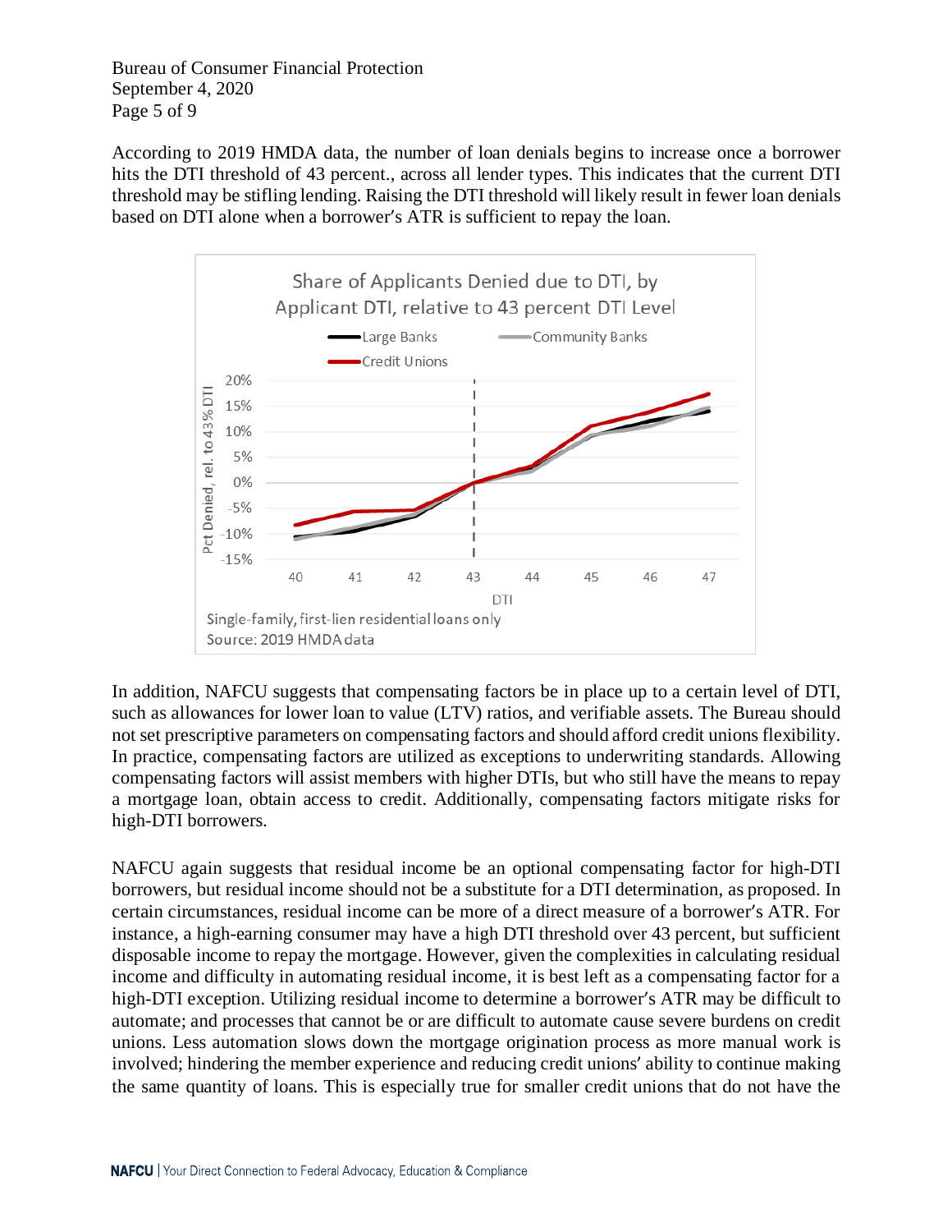According to 2019 HMDA data, the number of loan denials begins to increase once a borrower hits the DTI threshold of 43 percent., across all lender types. This indicates that the current DTI threshold may be stifling lending. Raising the DTI threshold will likely result in fewer loan denials based on DTI alone when a borrower's ATR is sufficient to repay the loan.

Single-family, first-lien residential loans only
Source: 2019 HMDA data

In addition, NAFCU suggests that compensating factors be in place up to a certain level of DTI, such as allowances for lower loan to value (LTV) ratios, and verifiable assets. The Bureau should not set prescriptive parameters on compensating factors and should afford credit unions flexibility. In practice, compensating factors are utilized as exceptions to underwriting standards. Allowing compensating factors will assist members with higher DTIs, but who still have the means to repay a mortgage loan, obtain access to credit. Additionally, compensating factors mitigate risks for high-DTI borrowers.

NAFCU again suggests that residual income be an optional compensating factor for high-DTI borrowers, but residual income should not be a substitute for a DTI determination, as proposed. In certain circumstances, residual income can be more of a direct measure of a borrower's ATR. For instance, a high-earning consumer may have a high DTI threshold over 43 percent, but sufficient disposable income to repay the mortgage. However, given the complexities in calculating residual income and difficulty in automating residual income, it is best left as a compensating factor for a high-DTI exception. Utilizing residual income to determine a borrower's ATR may be difficult to automate; and processes that cannot be or are difficult to automate cause severe burdens on credit unions. Less automation slows down the mortgage origination process as more manual work is involved; hindering the member experience and reducing credit unions' ability to continue making the same quantity of loans. This is especially true for smaller credit unions that do not have the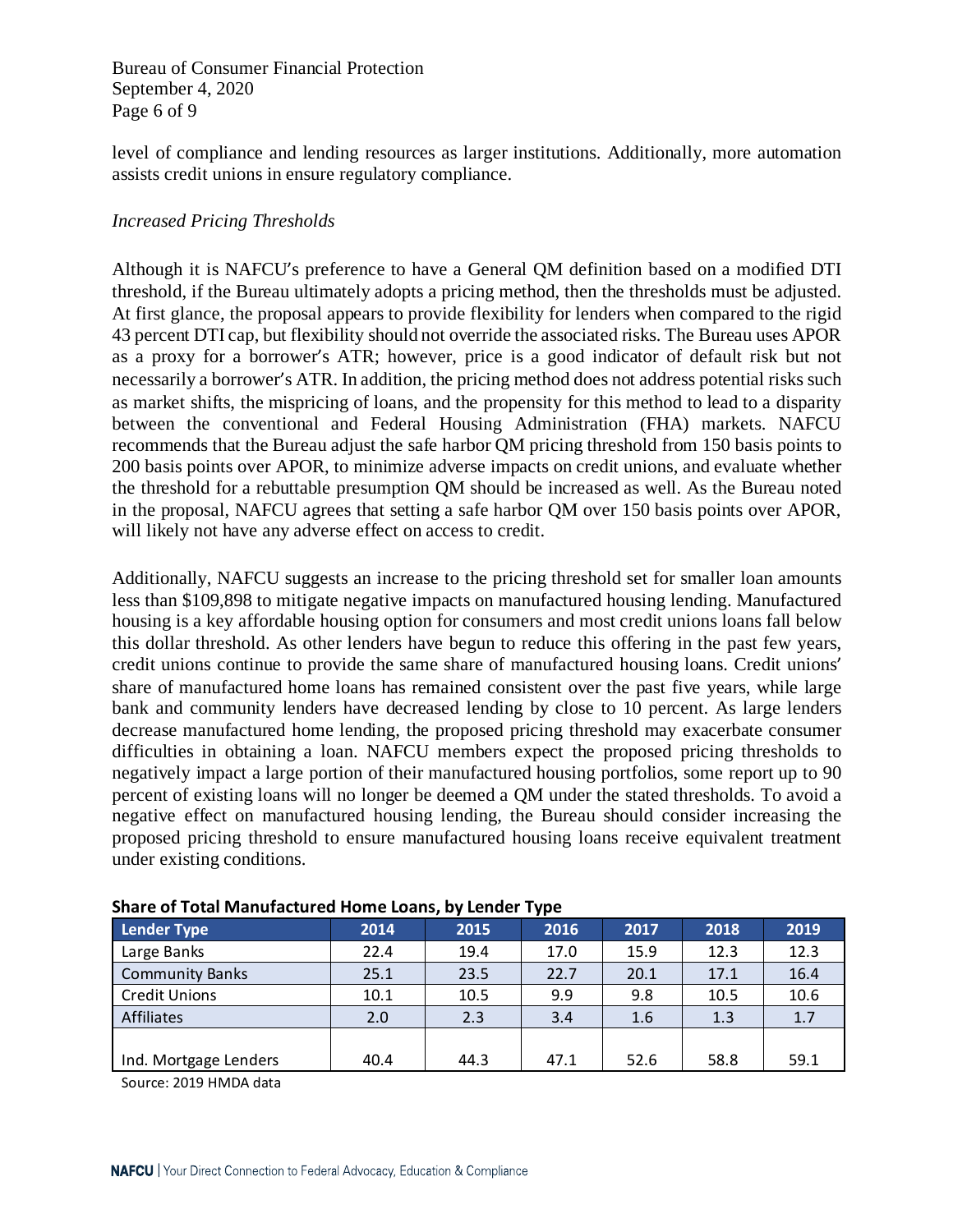level of compliance and lending resources as larger institutions. Additionally, more automation assists credit unions in ensure regulatory compliance.

*Increased Pricing Thresholds*

Although it is NAFCU's preference to have a General QM definition based on a modified DTI threshold, if the Bureau ultimately adopts a pricing method, then the thresholds must be adjusted. At first glance, the proposal appears to provide flexibility for lenders when compared to the rigid 43 percent DTI cap, but flexibility should not override the associated risks. The Bureau uses APOR as a proxy for a borrower's ATR; however, price is a good indicator of default risk but not necessarily a borrower's ATR. In addition, the pricing method does not address potential risks such as market shifts, the mispricing of loans, and the propensity for this method to lead to a disparity between the conventional and Federal Housing Administration (FHA) markets. NAFCU recommends that the Bureau adjust the safe harbor QM pricing threshold from 150 basis points to 200 basis points over APOR, to minimize adverse impacts on credit unions, and evaluate whether the threshold for a rebuttable presumption QM should be increased as well. As the Bureau noted in the proposal, NAFCU agrees that setting a safe harbor QM over 150 basis points over APOR, will likely not have any adverse effect on access to credit.

Additionally, NAFCU suggests an increase to the pricing threshold set for smaller loan amounts less than $109,898 to mitigate negative impacts on manufactured housing lending. Manufactured housing is a key affordable housing option for consumers and most credit unions loans fall below this dollar threshold. As other lenders have begun to reduce this offering in the past few years, credit unions continue to provide the same share of manufactured housing loans. Credit unions' share of manufactured home loans has remained consistent over the past five years, while large bank and community lenders have decreased lending by close to 10 percent. As large lenders decrease manufactured home lending, the proposed pricing threshold may exacerbate consumer difficulties in obtaining a loan. NAFCU members expect the proposed pricing thresholds to negatively impact a large portion of their manufactured housing portfolios, some report up to 90 percent of existing loans will no longer be deemed a QM under the stated thresholds. To avoid a negative effect on manufactured housing lending, the Bureau should consider increasing the proposed pricing threshold to ensure manufactured housing loans receive equivalent treatment under existing conditions.

**Share of Total Manufactured Home Loans, by Lender Type**

| Lender Type | 2014 | 2015 | 2016 | 2017 | 2018 | 2019 |
|---|---|---|---|---|---|---|
| Large Banks | 22.4 | 19.4 | 17.0 | 15.9 | 12.3 | 12.3 |
| Community Banks | 25.1 | 23.5 | 22.7 | 20.1 | 17.1 | 16.4 |
| Credit Unions | 10.1 | 10.5 | 9.9 | 9.8 | 10.5 | 10.6 |
| Affiliates | 2.0 | 2.3 | 3.4 | 1.6 | 1.3 | 1.7 |
| Ind. Mortgage Lenders | 40.4 | 44.3 | 47.1 | 52.6 | 58.8 | 59.1 |

Source: 2019 HMDA data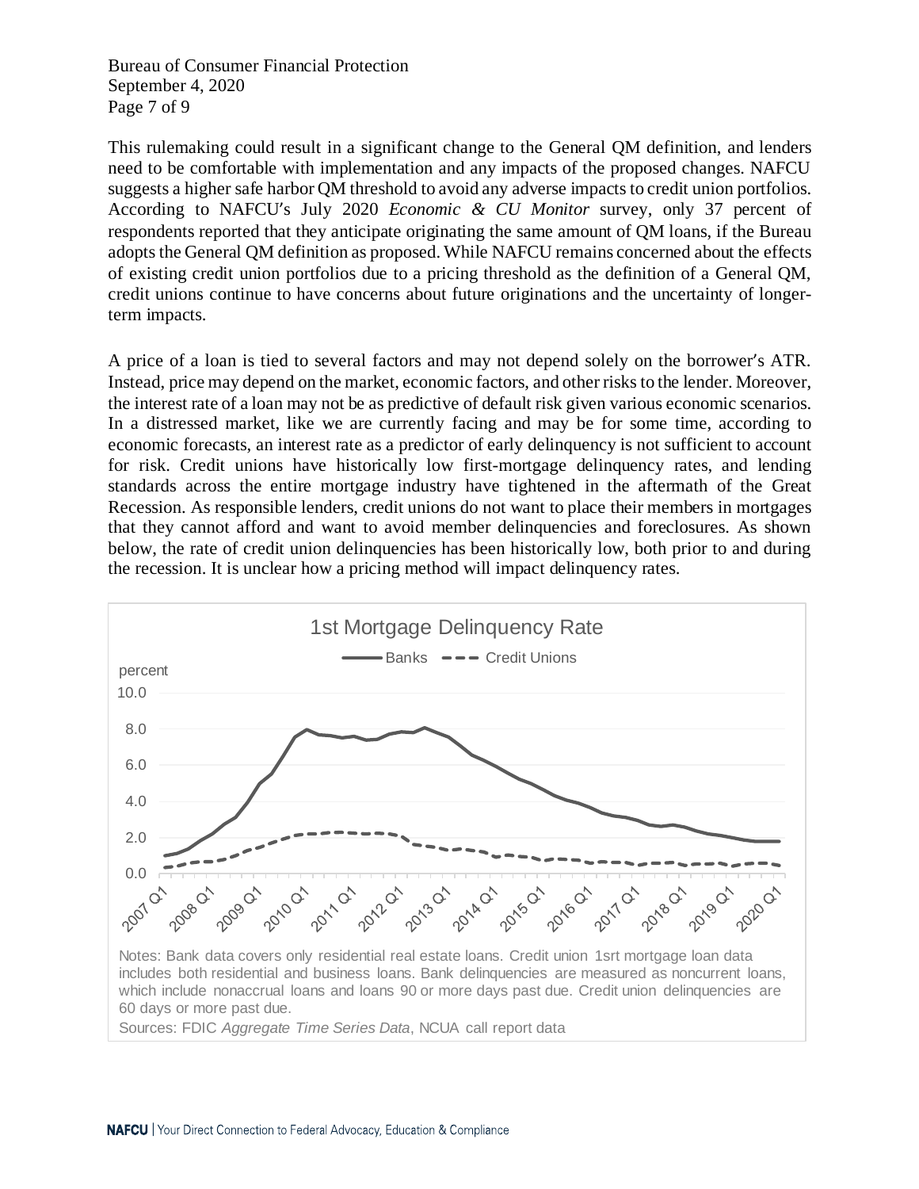This rulemaking could result in a significant change to the General QM definition, and lenders need to be comfortable with implementation and any impacts of the proposed changes. NAFCU suggests a higher safe harbor QM threshold to avoid any adverse impacts to credit union portfolios. According to NAFCU's July 2020 *Economic & CU Monitor* survey, only 37 percent of respondents reported that they anticipate originating the same amount of QM loans, if the Bureau adopts the General QM definition as proposed. While NAFCU remains concerned about the effects of existing credit union portfolios due to a pricing threshold as the definition of a General QM, credit unions continue to have concerns about future originations and the uncertainty of longer-term impacts.

A price of a loan is tied to several factors and may not depend solely on the borrower's ATR. Instead, price may depend on the market, economic factors, and other risks to the lender. Moreover, the interest rate of a loan may not be as predictive of default risk given various economic scenarios. In a distressed market, like we are currently facing and may be for some time, according to economic forecasts, an interest rate as a predictor of early delinquency is not sufficient to account for risk. Credit unions have historically low first-mortgage delinquency rates, and lending standards across the entire mortgage industry have tightened in the aftermath of the Great Recession. As responsible lenders, credit unions do not want to place their members in mortgages that they cannot afford and want to avoid member delinquencies and foreclosures. As shown below, the rate of credit union delinquencies has been historically low, both prior to and during the recession. It is unclear how a pricing method will impact delinquency rates.

1st Mortgage Delinquency Rate

Notes: Bank data covers only residential real estate loans. Credit union 1srt mortgage loan data includes both residential and business loans. Bank delinquencies are measured as noncurrent loans, which include nonaccrual loans and loans 90 or more days past due. Credit union delinquencies are 60 days or more past due.

Sources: FDIC *Aggregate Time Series Data*, NCUA call report data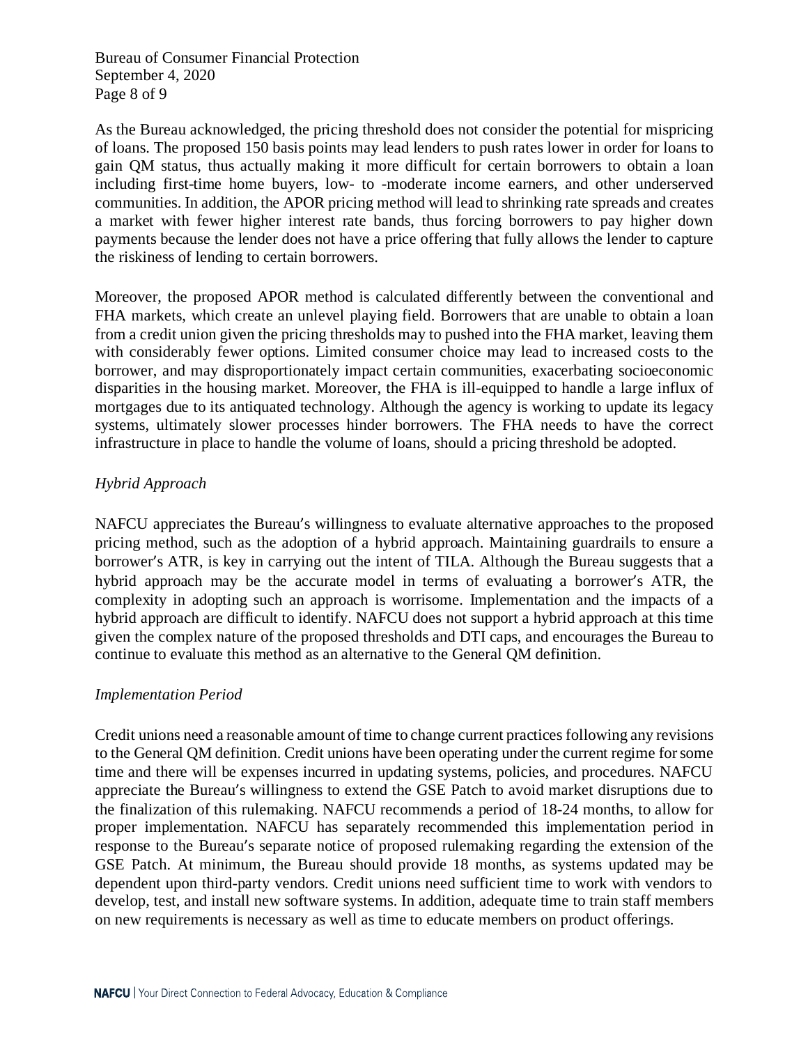As the Bureau acknowledged, the pricing threshold does not consider the potential for mispricing of loans. The proposed 150 basis points may lead lenders to push rates lower in order for loans to gain QM status, thus actually making it more difficult for certain borrowers to obtain a loan including first-time home buyers, low- to -moderate income earners, and other underserved communities. In addition, the APOR pricing method will lead to shrinking rate spreads and creates a market with fewer higher interest rate bands, thus forcing borrowers to pay higher down payments because the lender does not have a price offering that fully allows the lender to capture the riskiness of lending to certain borrowers.

Moreover, the proposed APOR method is calculated differently between the conventional and FHA markets, which create an unlevel playing field. Borrowers that are unable to obtain a loan from a credit union given the pricing thresholds may to pushed into the FHA market, leaving them with considerably fewer options. Limited consumer choice may lead to increased costs to the borrower, and may disproportionately impact certain communities, exacerbating socioeconomic disparities in the housing market. Moreover, the FHA is ill-equipped to handle a large influx of mortgages due to its antiquated technology. Although the agency is working to update its legacy systems, ultimately slower processes hinder borrowers. The FHA needs to have the correct infrastructure in place to handle the volume of loans, should a pricing threshold be adopted.

*Hybrid Approach*

NAFCU appreciates the Bureau's willingness to evaluate alternative approaches to the proposed pricing method, such as the adoption of a hybrid approach. Maintaining guardrails to ensure a borrower's ATR, is key in carrying out the intent of TILA. Although the Bureau suggests that a hybrid approach may be the accurate model in terms of evaluating a borrower's ATR, the complexity in adopting such an approach is worrisome. Implementation and the impacts of a hybrid approach are difficult to identify. NAFCU does not support a hybrid approach at this time given the complex nature of the proposed thresholds and DTI caps, and encourages the Bureau to continue to evaluate this method as an alternative to the General QM definition.

*Implementation Period*

Credit unions need a reasonable amount of time to change current practices following any revisions to the General QM definition. Credit unions have been operating under the current regime for some time and there will be expenses incurred in updating systems, policies, and procedures. NAFCU appreciate the Bureau's willingness to extend the GSE Patch to avoid market disruptions due to the finalization of this rulemaking. NAFCU recommends a period of 18-24 months, to allow for proper implementation. NAFCU has separately recommended this implementation period in response to the Bureau's separate notice of proposed rulemaking regarding the extension of the GSE Patch. At minimum, the Bureau should provide 18 months, as systems updated may be dependent upon third-party vendors. Credit unions need sufficient time to work with vendors to develop, test, and install new software systems. In addition, adequate time to train staff members on new requirements is necessary as well as time to educate members on product offerings.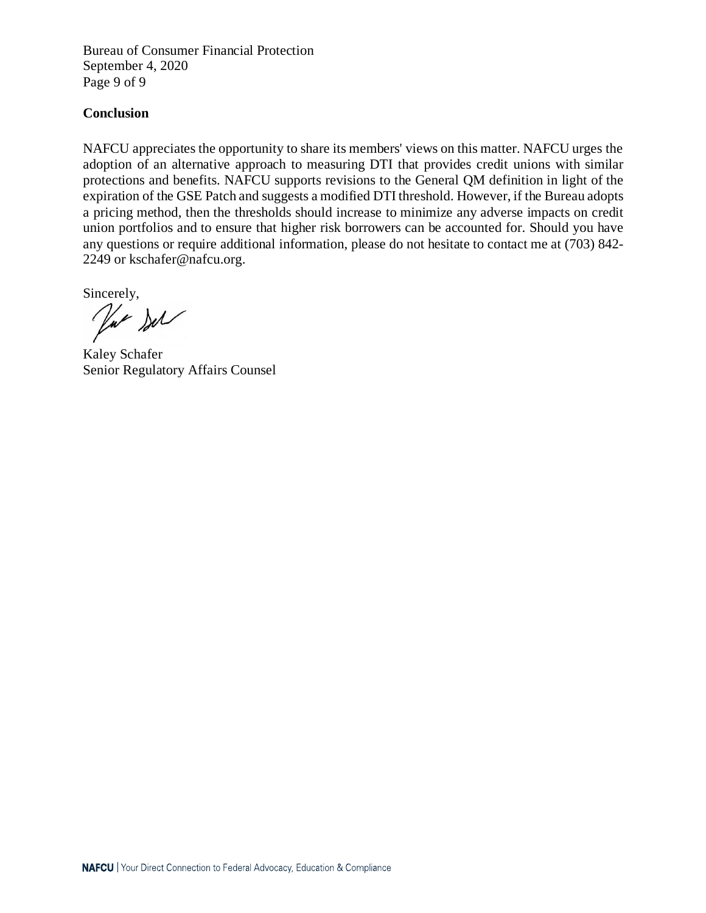**Conclusion**

NAFCU appreciates the opportunity to share its members' views on this matter. NAFCU urges the adoption of an alternative approach to measuring DTI that provides credit unions with similar protections and benefits. NAFCU supports revisions to the General QM definition in light of the expiration of the GSE Patch and suggests a modified DTI threshold. However, if the Bureau adopts a pricing method, then the thresholds should increase to minimize any adverse impacts on credit union portfolios and to ensure that higher risk borrowers can be accounted for. Should you have any questions or require additional information, please do not hesitate to contact me at (703) 842-2249 or kschafer@nafcu.org.

Sincerely,

Kaley Schafer
Senior Regulatory Affairs Counsel